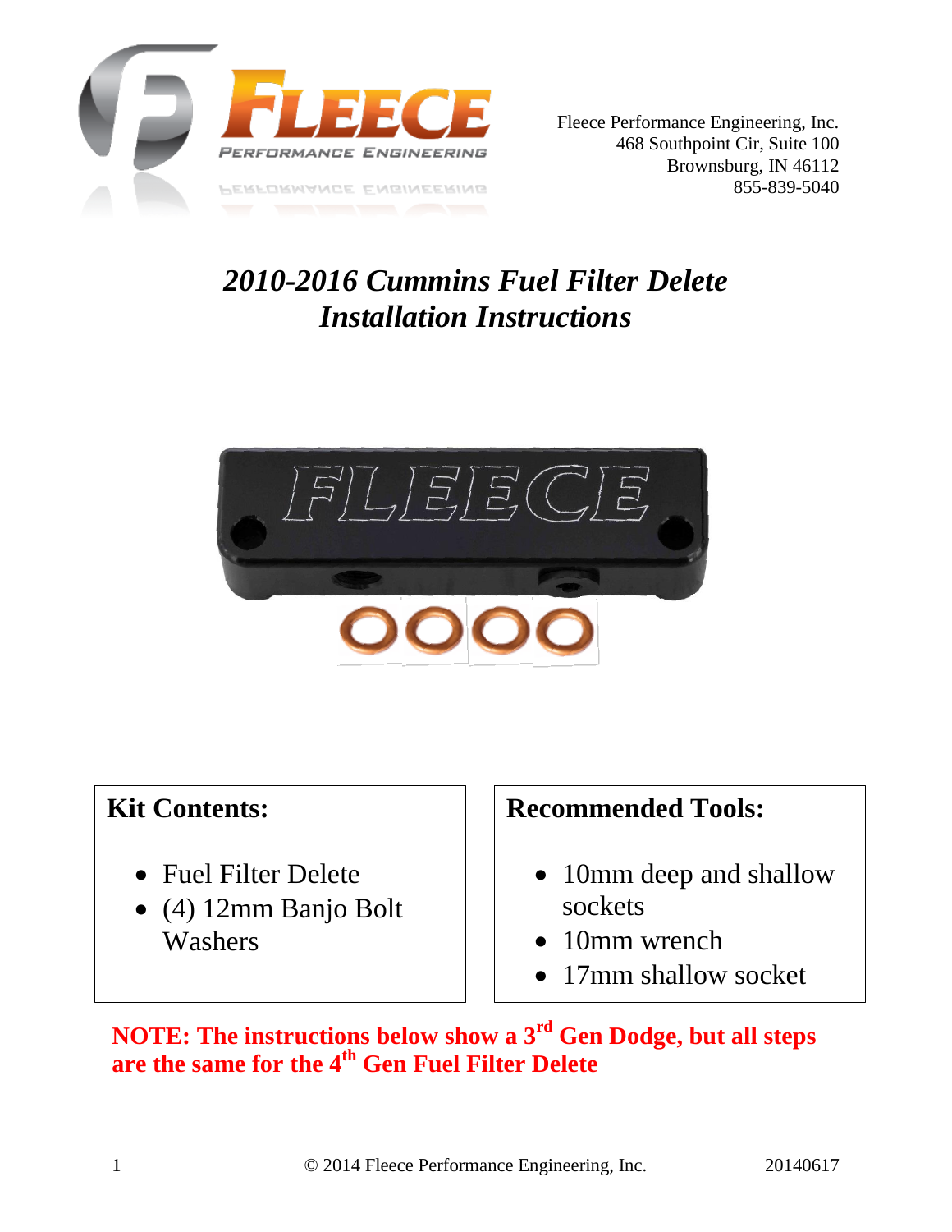Fleece Performance Engineering, Inc.
468 Southpoint Cir, Suite 100
Brownsburg, IN 46112
855-839-5040

# *2010-2016 Cummins Fuel Filter Delete Installation Instructions*

## Kit Contents:

- Fuel Filter Delete
- (4) 12mm Banjo Bolt Washers

## Recommended Tools:

- 10mm deep and shallow sockets
- 10mm wrench
- 17mm shallow socket

**NOTE: The instructions below show a 3rd Gen Dodge, but all steps are the same for the 4th Gen Fuel Filter Delete**

© 2014 Fleece Performance Engineering, Inc. 20140617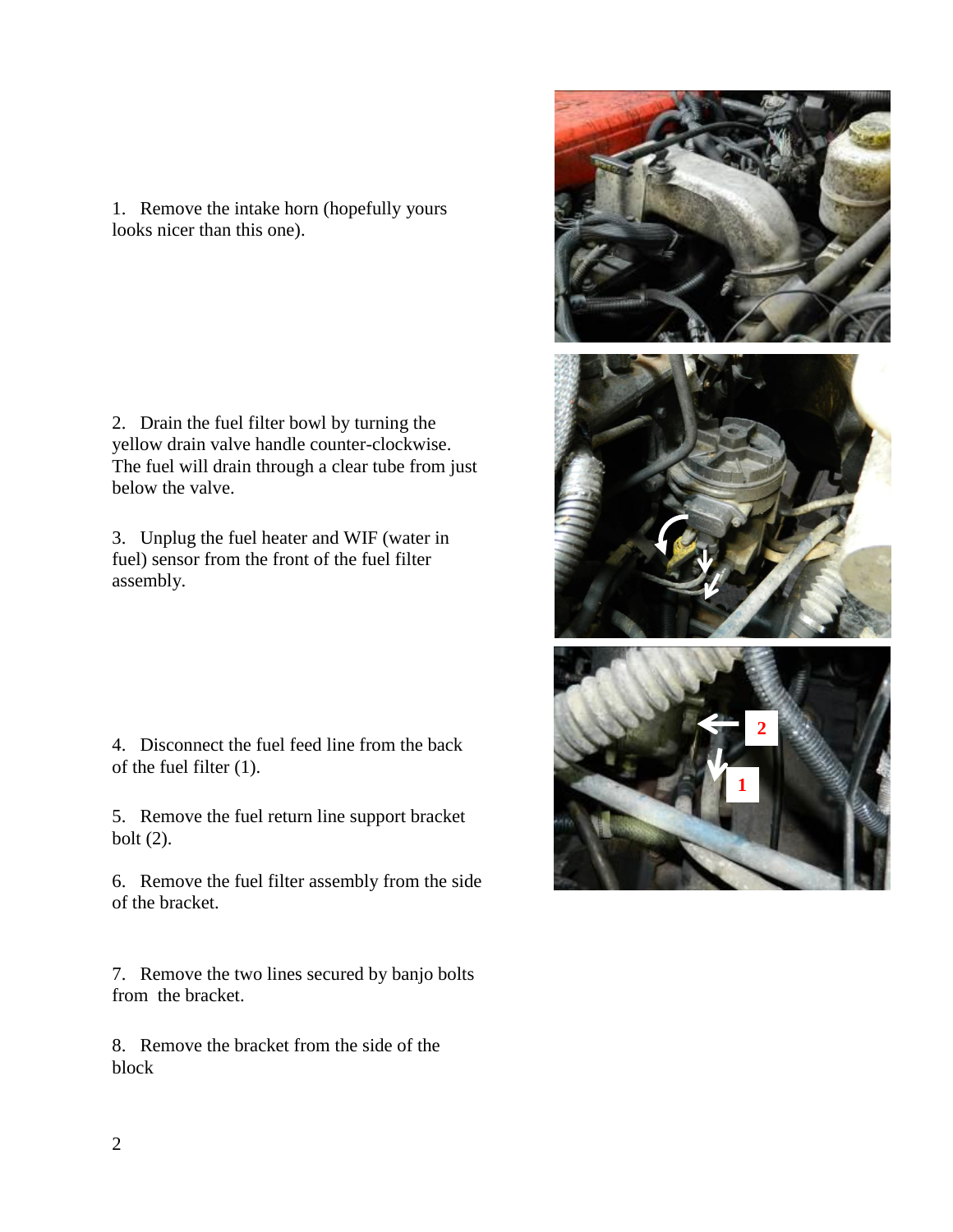1. Remove the intake horn (hopefully yours looks nicer than this one).

2. Drain the fuel filter bowl by turning the yellow drain valve handle counter-clockwise. The fuel will drain through a clear tube from just below the valve.

3. Unplug the fuel heater and WIF (water in fuel) sensor from the front of the fuel filter assembly.

4. Disconnect the fuel feed line from the back of the fuel filter (1).

5. Remove the fuel return line support bracket bolt (2).

6. Remove the fuel filter assembly from the side of the bracket.

7. Remove the two lines secured by banjo bolts from the bracket.

8. Remove the bracket from the side of the block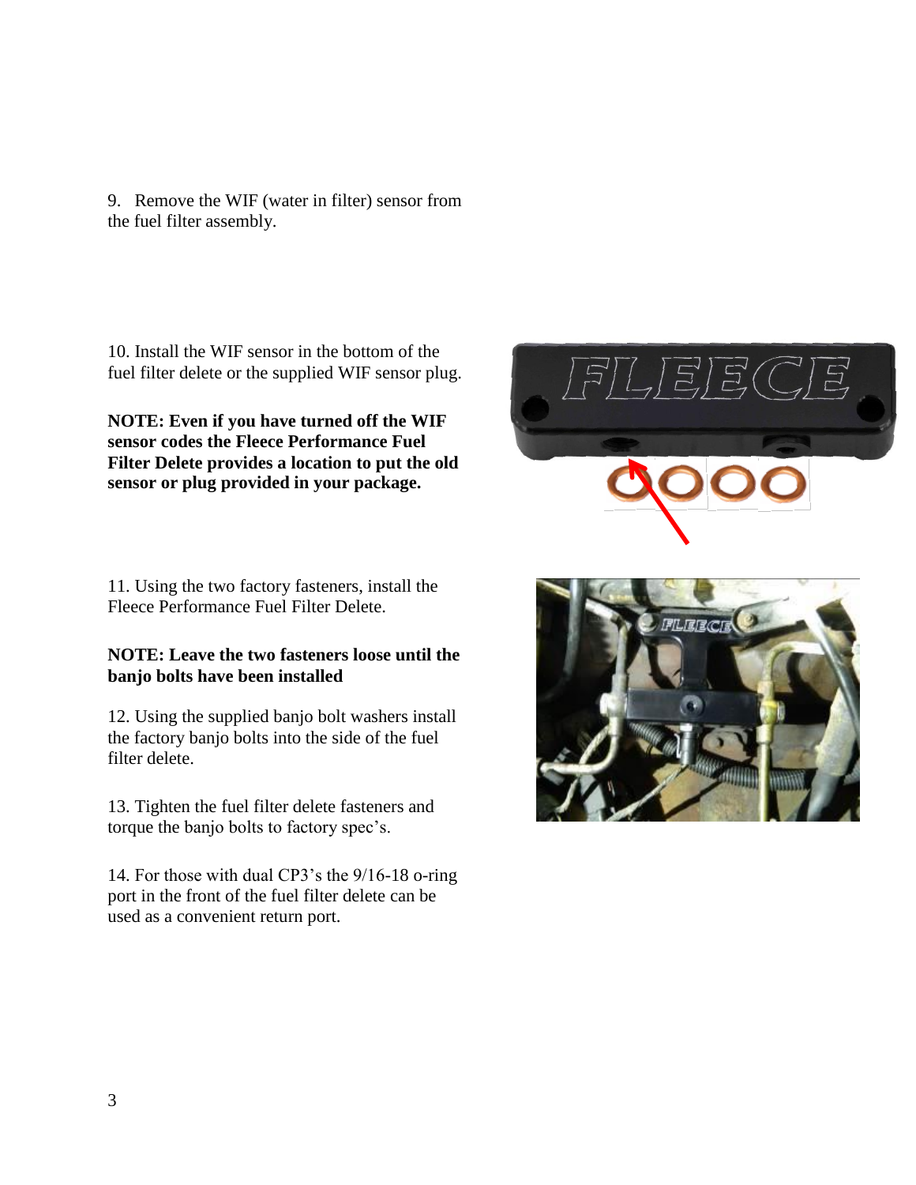9. Remove the WIF (water in filter) sensor from the fuel filter assembly.

10. Install the WIF sensor in the bottom of the fuel filter delete or the supplied WIF sensor plug.

**NOTE: Even if you have turned off the WIF sensor codes the Fleece Performance Fuel Filter Delete provides a location to put the old sensor or plug provided in your package.**

11. Using the two factory fasteners, install the Fleece Performance Fuel Filter Delete.

**NOTE: Leave the two fasteners loose until the banjo bolts have been installed**

12. Using the supplied banjo bolt washers install the factory banjo bolts into the side of the fuel filter delete.

13. Tighten the fuel filter delete fasteners and torque the banjo bolts to factory spec's.

14. For those with dual CP3's the 9/16-18 o-ring port in the front of the fuel filter delete can be used as a convenient return port.